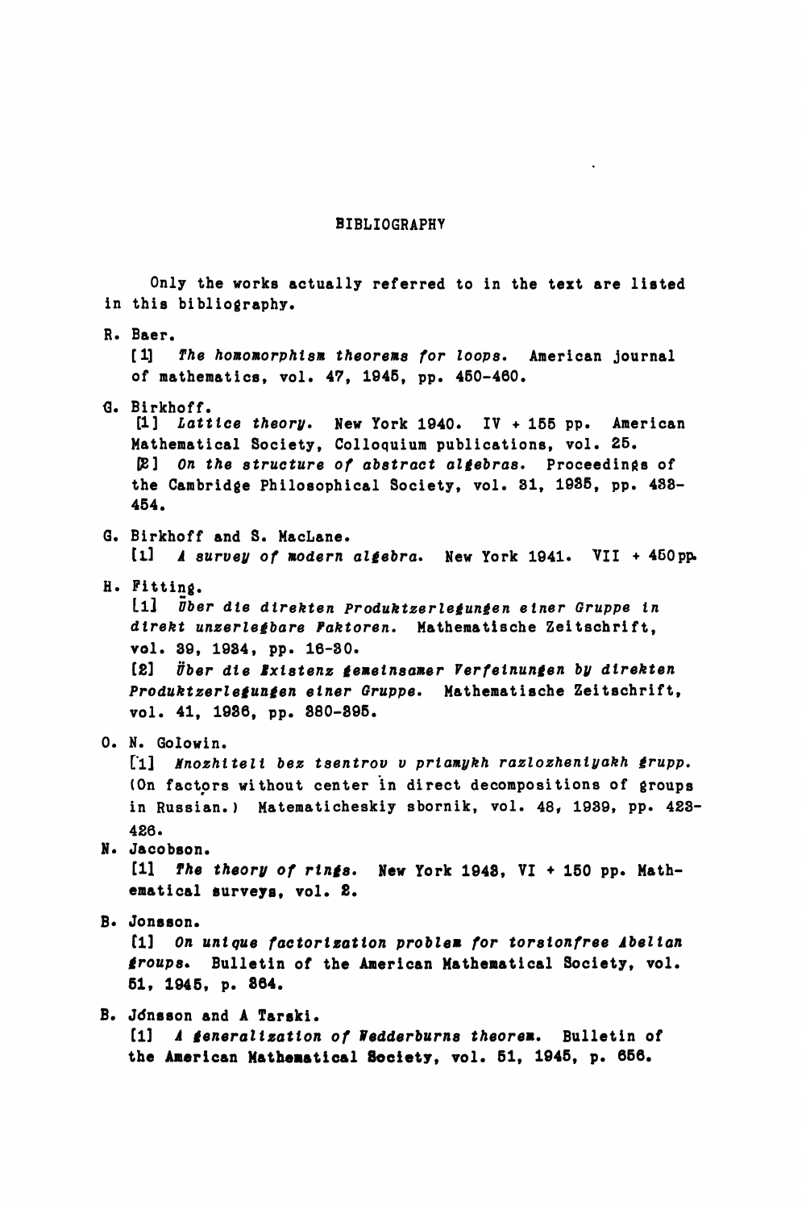# BIBLIOGRAPHY

Only the works actually referred to in the text are listed in this bibliography.

R. Baer.

[1] *The homomorphism theorems for loops.* American journal of mathematics, vol. 47, 1945, pp. 450-460.

G. Birkhoff.

[1] *Lattice theory.* New York 1940. IV + 155 pp. American Mathematical Society, Colloquium publications, vol. 25.

[2] *On the structure of abstract algebras.* Proceedings of the Cambridge Philosophical Society, vol. 31, 1935, pp. 433-454.

G. Birkhoff and S. MacLane.

[1] *A survey of modern algebra.* New York 1941. VII + 450 pp.

H. Fitting.

[1] *Über die direkten Produktzerlegungen einer Gruppe in direkt unzerlegbare Faktoren.* Mathematische Zeitschrift, vol. 39, 1934, pp. 16-30.

[2] *Über die Existenz gemeinsamer Verfeinungen by direkten Produktzerlegungen einer Gruppe.* Mathematische Zeitschrift, vol. 41, 1936, pp. 380-395.

O. N. Golowin.

[1] *Mnozhiteli bez tsentrov v priamykh razlozheniyakh grupp.* (On factors without center in direct decompositions of groups in Russian.) Matematicheskiy sbornik, vol. 48, 1939, pp. 423-426.

N. Jacobson.

[1] *The theory of rings.* New York 1943, VI + 150 pp. Mathematical surveys, vol. 2.

B. Jonsson.

[1] *On unique factorization problem for torsionfree Abelian groups.* Bulletin of the American Mathematical Society, vol. 51, 1945, p. 364.

B. Jónsson and A Tarski.

[1] *A generalization of Wedderburns theorem.* Bulletin of the American Mathematical Society, vol. 51, 1945, p. 656.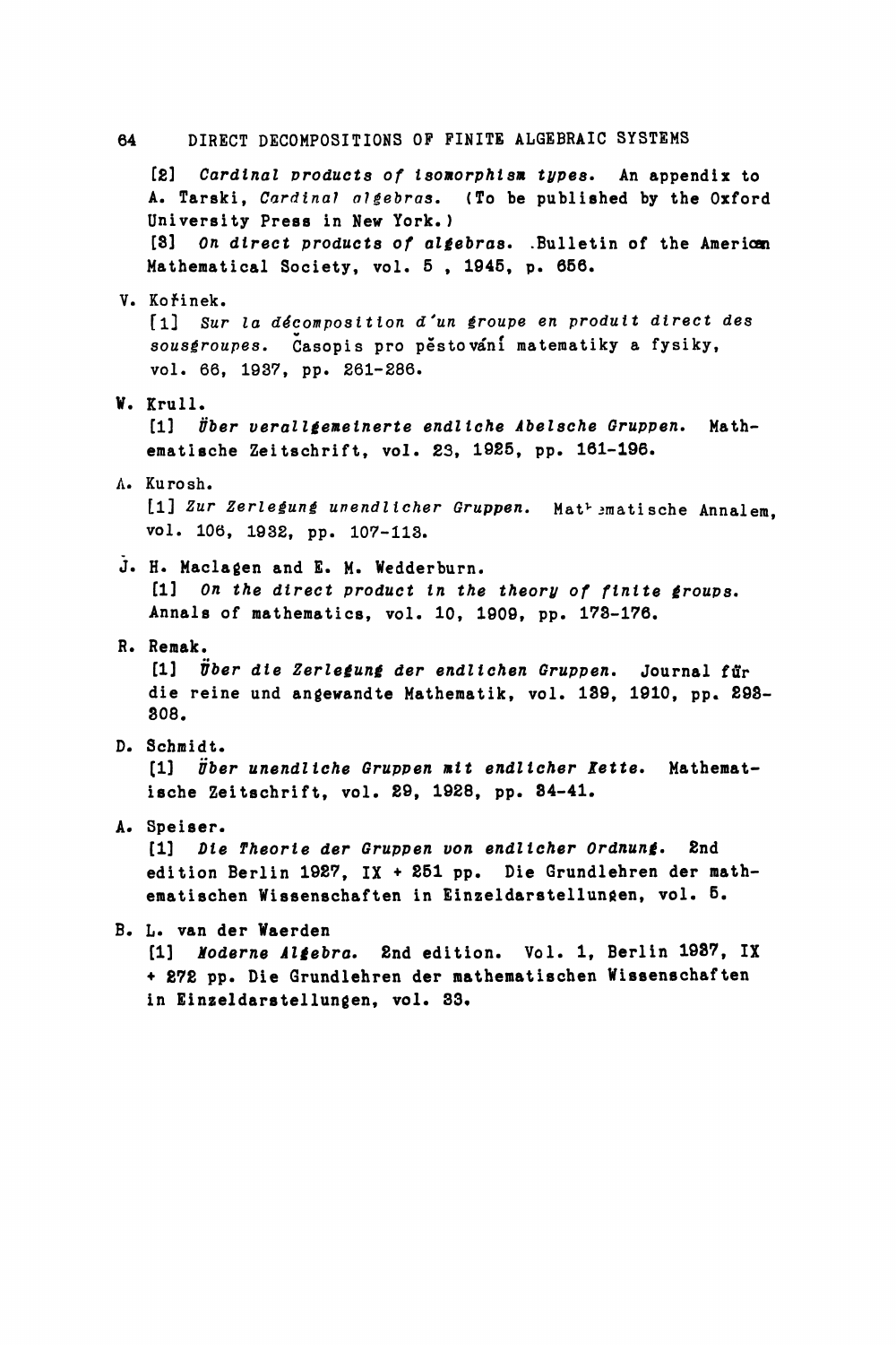[2] *Cardinal products of isomorphism types.* An appendix to A. Tarski, *Cardinal algebras.* (To be published by the Oxford University Press in New York.)
[3] *On direct products of algebras.* Bulletin of the American Mathematical Society, vol. 5 , 1945, p. 656.

V. Kořinek.
[1] *Sur la décomposition d'un groupe en produit direct des sousgroupes.* Časopis pro pěstování matematiky a fysiky, vol. 66, 1937, pp. 261-286.

W. Krull.
[1] *Über verallgemeinerte endliche Abelsche Gruppen.* Mathematische Zeitschrift, vol. 23, 1925, pp. 161-196.

A. Kurosh.
[1] *Zur Zerlegung unendlicher Gruppen.* Mathematische Annalem, vol. 106, 1932, pp. 107-113.

J. H. Maclagen and E. M. Wedderburn.
[1] *On the direct product in the theory of finite groups.* Annals of mathematics, vol. 10, 1909, pp. 173-176.

R. Remak.
[1] *Über die Zerlegung der endlichen Gruppen.* Journal für die reine und angewandte Mathematik, vol. 139, 1910, pp. 293-308.

D. Schmidt.
[1] *Über unendliche Gruppen mit endlicher Kette.* Mathematische Zeitschrift, vol. 29, 1928, pp. 34-41.

A. Speiser.
[1] *Die Theorie der Gruppen von endlicher Ordnung.* 2nd edition Berlin 1927, IX + 251 pp. Die Grundlehren der mathematischen Wissenschaften in Einzeldarstellungen, vol. 5.

B. L. van der Waerden
[1] *Moderne Algebra.* 2nd edition. Vol. 1, Berlin 1937, IX + 272 pp. Die Grundlehren der mathematischen Wissenschaften in Einzeldarstellungen, vol. 33.